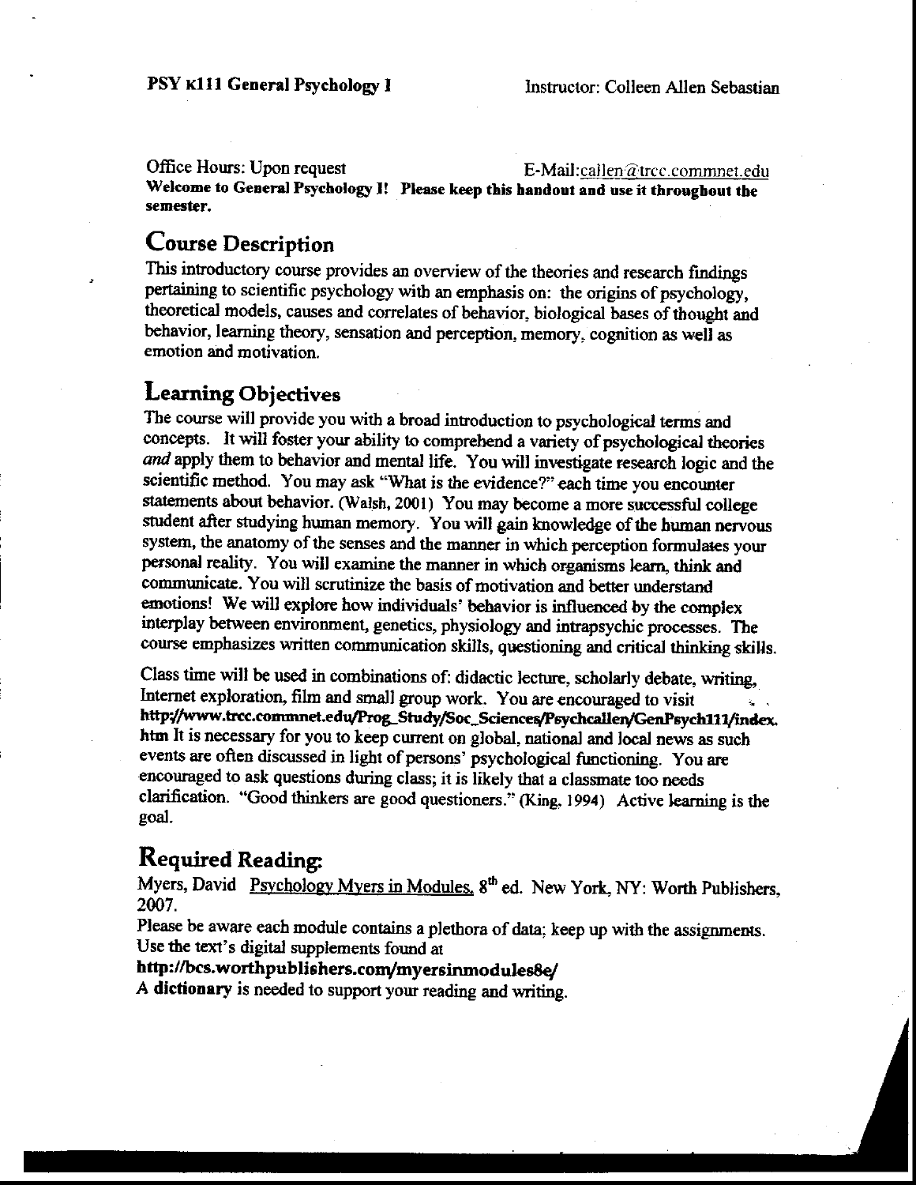**PSY K111 General Psychology I** Instructor: Colleen Allen Sebastian

Office Hours: Upon request E-Mail:callen@trcc.commnet.edu

**Welcome to General Psychology I! Please keep this handout and use it throughout the semester.**

## Course Description

This introductory course provides an overview of the theories and research findings pertaining to scientific psychology with an emphasis on: the origins of psychology, theoretical models, causes and correlates of behavior, biological bases of thought and behavior, learning theory, sensation and perception, memory, cognition as well as emotion and motivation.

## Learning Objectives

The course will provide you with a broad introduction to psychological terms and concepts. It will foster your ability to comprehend a variety of psychological theories *and* apply them to behavior and mental life. You will investigate research logic and the scientific method. You may ask "What is the evidence?" each time you encounter statements about behavior. (Walsh, 2001) You may become a more successful college student after studying human memory. You will gain knowledge of the human nervous system, the anatomy of the senses and the manner in which perception formulates your personal reality. You will examine the manner in which organisms learn, think and communicate. You will scrutinize the basis of motivation and better understand emotions! We will explore how individuals' behavior is influenced by the complex interplay between environment, genetics, physiology and intrapsychic processes. The course emphasizes written communication skills, questioning and critical thinking skills.

Class time will be used in combinations of: didactic lecture, scholarly debate, writing, Internet exploration, film and small group work. You are encouraged to visit **http://www.trcc.commnet.edu/Prog_Study/Soc_Sciences/Psychcallen/GenPsych111/index.htm** It is necessary for you to keep current on global, national and local news as such events are often discussed in light of persons' psychological functioning. You are encouraged to ask questions during class; it is likely that a classmate too needs clarification. "Good thinkers are good questioners." (King, 1994) Active learning is the goal.

## Required Reading:

Myers, David Psychology Myers in Modules, 8th ed. New York, NY: Worth Publishers, 2007.

Please be aware each module contains a plethora of data; keep up with the assignments. Use the text's digital supplements found at

**http://bcs.worthpublishers.com/myersinmodules8e/**

A **dictionary** is needed to support your reading and writing.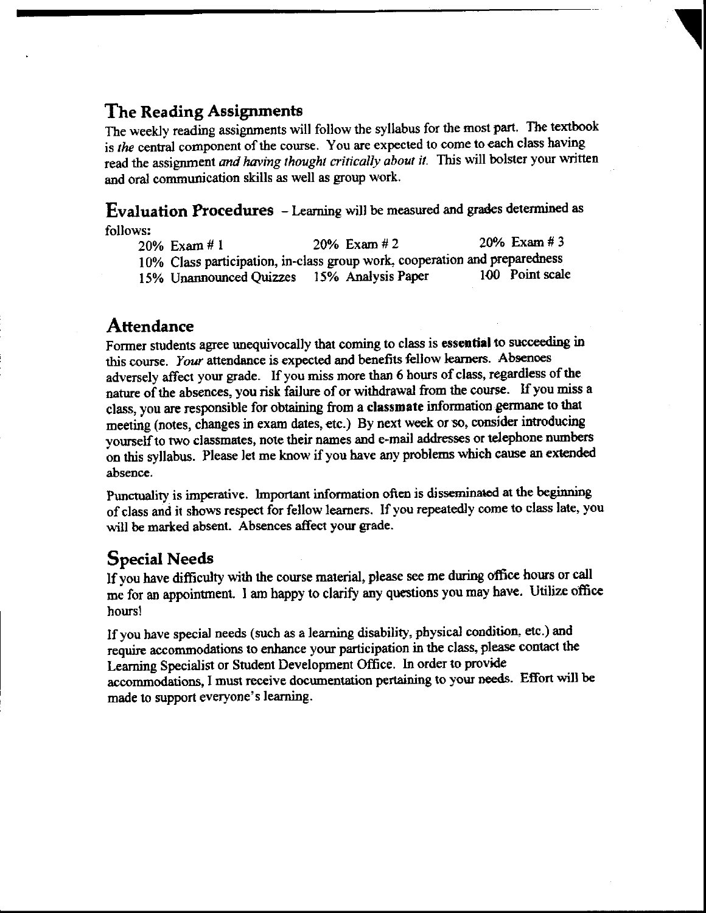## The Reading Assignments

The weekly reading assignments will follow the syllabus for the most part. The textbook is *the* central component of the course. You are expected to come to each class having read the assignment *and having thought critically about it.* This will bolster your written and oral communication skills as well as group work.

## Evaluation Procedures

– Learning will be measured and grades determined as follows:

20% Exam # 1 20% Exam # 2 20% Exam # 3
10% Class participation, in-class group work, cooperation and preparedness
15% Unannounced Quizzes 15% Analysis Paper 100 Point scale

## Attendance

Former students agree unequivocally that coming to class is **essential** to succeeding in this course. *Your* attendance is expected and benefits fellow learners. Absences adversely affect your grade. If you miss more than 6 hours of class, regardless of the nature of the absences, you risk failure of or withdrawal from the course. If you miss a class, you are responsible for obtaining from a **classmate** information germane to that meeting (notes, changes in exam dates, etc.) By next week or so, consider introducing yourself to two classmates, note their names and e-mail addresses or telephone numbers on this syllabus. Please let me know if you have any problems which cause an extended absence.

Punctuality is imperative. Important information often is disseminated at the beginning of class and it shows respect for fellow learners. If you repeatedly come to class late, you will be marked absent. Absences affect your grade.

## Special Needs

If you have difficulty with the course material, please see me during office hours or call me for an appointment. I am happy to clarify any questions you may have. Utilize office hours!

If you have special needs (such as a learning disability, physical condition, etc.) and require accommodations to enhance your participation in the class, please contact the Learning Specialist or Student Development Office. In order to provide accommodations, I must receive documentation pertaining to your needs. Effort will be made to support everyone's learning.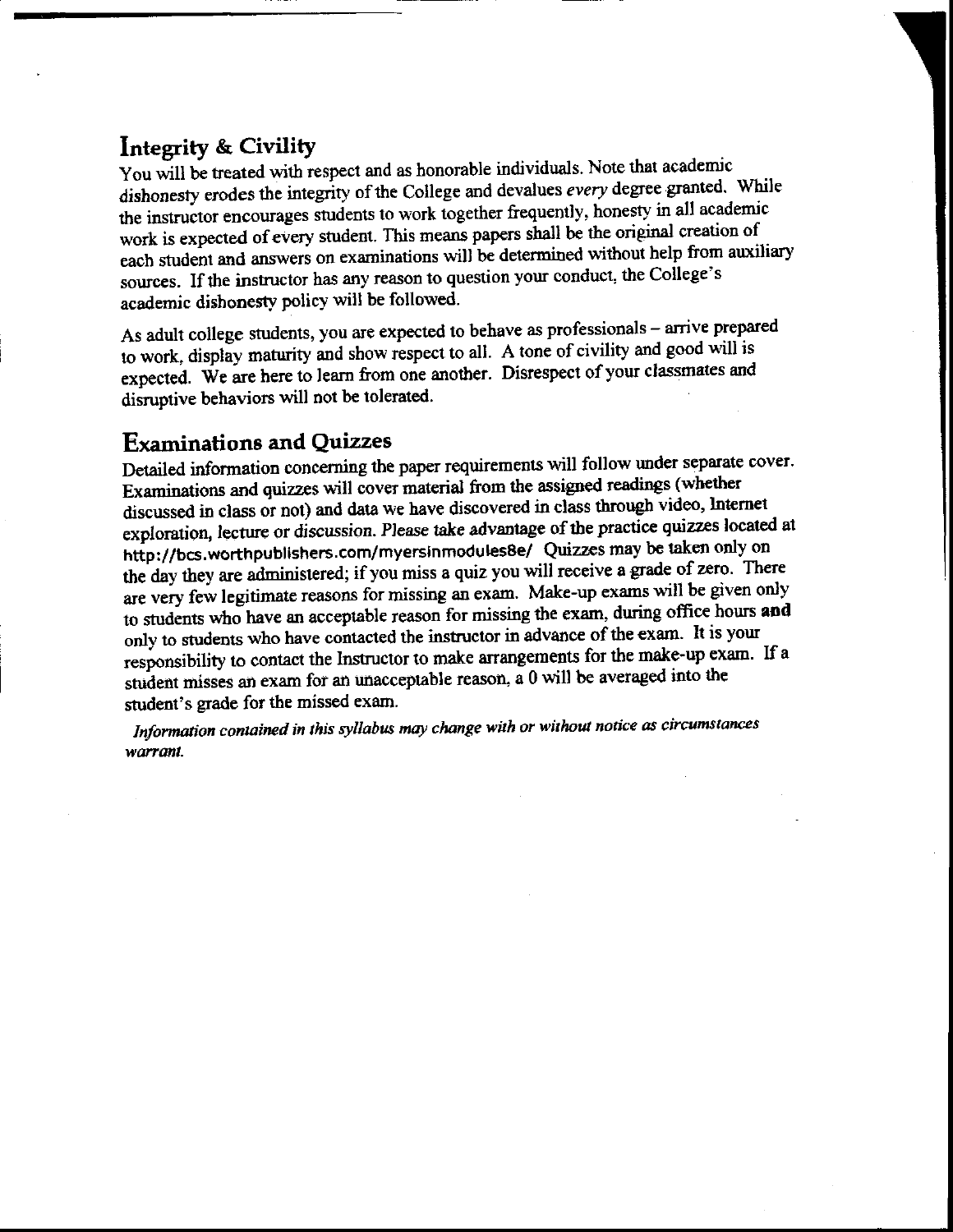## Integrity & Civility

You will be treated with respect and as honorable individuals. Note that academic dishonesty erodes the integrity of the College and devalues *every* degree granted. While the instructor encourages students to work together frequently, honesty in all academic work is expected of every student. This means papers shall be the original creation of each student and answers on examinations will be determined without help from auxiliary sources. If the instructor has any reason to question your conduct, the College's academic dishonesty policy will be followed.

As adult college students, you are expected to behave as professionals – arrive prepared to work, display maturity and show respect to all. A tone of civility and good will is expected. We are here to learn from one another. Disrespect of your classmates and disruptive behaviors will not be tolerated.

## Examinations and Quizzes

Detailed information concerning the paper requirements will follow under separate cover. Examinations and quizzes will cover material from the assigned readings (whether discussed in class or not) and data we have discovered in class through video, Internet exploration, lecture or discussion. Please take advantage of the practice quizzes located at http://bcs.worthpublishers.com/myersinmodules8e/ Quizzes may be taken only on the day they are administered; if you miss a quiz you will receive a grade of zero. There are very few legitimate reasons for missing an exam. Make-up exams will be given only to students who have an acceptable reason for missing the exam, during office hours **and** only to students who have contacted the instructor in advance of the exam. It is your responsibility to contact the Instructor to make arrangements for the make-up exam. If a student misses an exam for an unacceptable reason, a 0 will be averaged into the student's grade for the missed exam.

*Information contained in this syllabus may change with or without notice as circumstances warrant.*